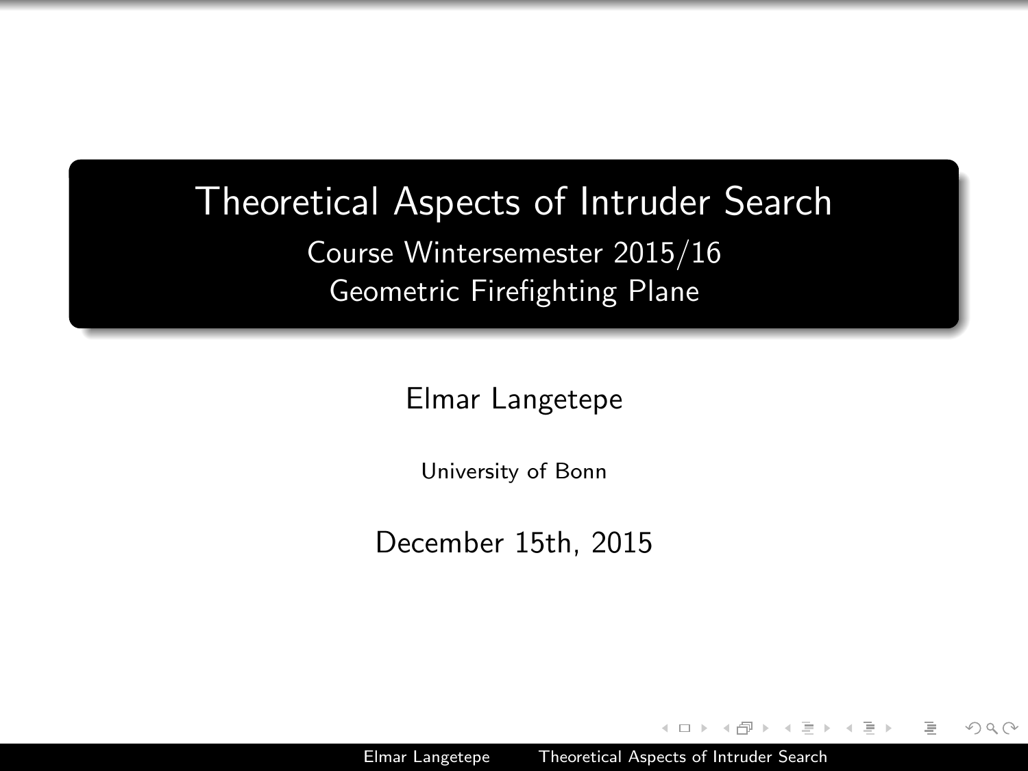# Theoretical Aspects of Intruder Search

Course Wintersemester 2015/16

Geometric Firefighting Plane

Elmar Langetepe

University of Bonn

December 15th, 2015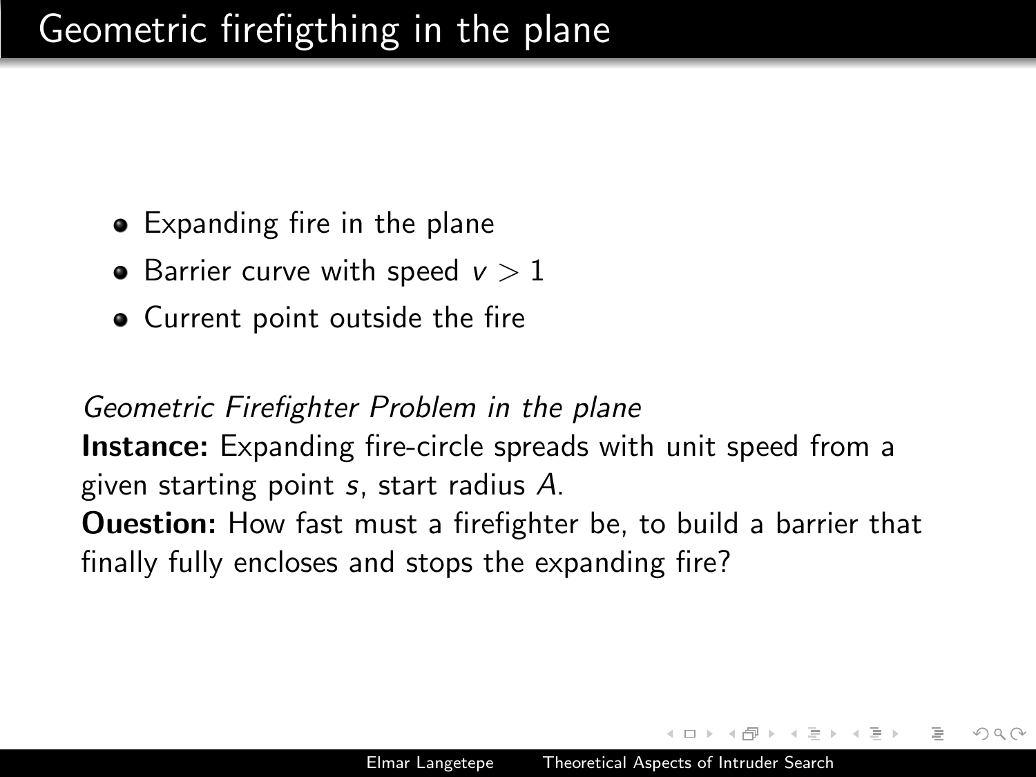# Geometric firefigthing in the plane

- Expanding fire in the plane
- Barrier curve with speed $v > 1$
- Current point outside the fire

*Geometric Firefighter Problem in the plane*
**Instance:** Expanding fire-circle spreads with unit speed from a given starting point $s$, start radius $A$.
**Ouestion:** How fast must a firefighter be, to build a barrier that finally fully encloses and stops the expanding fire?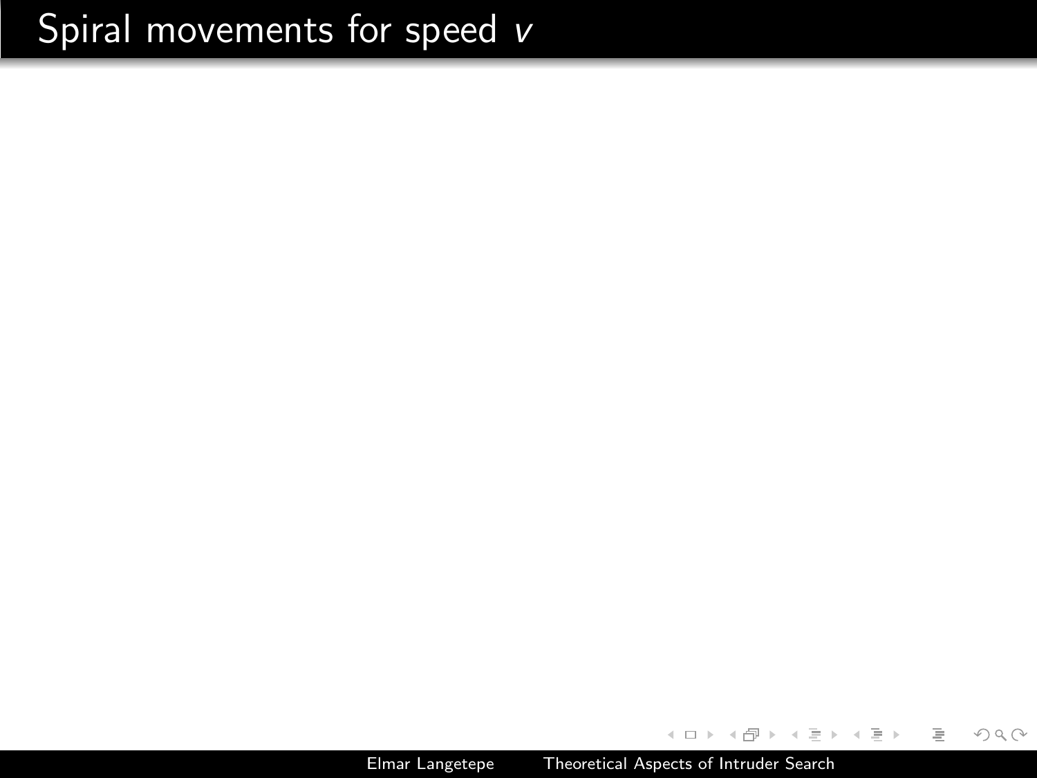# Spiral movements for speed $v$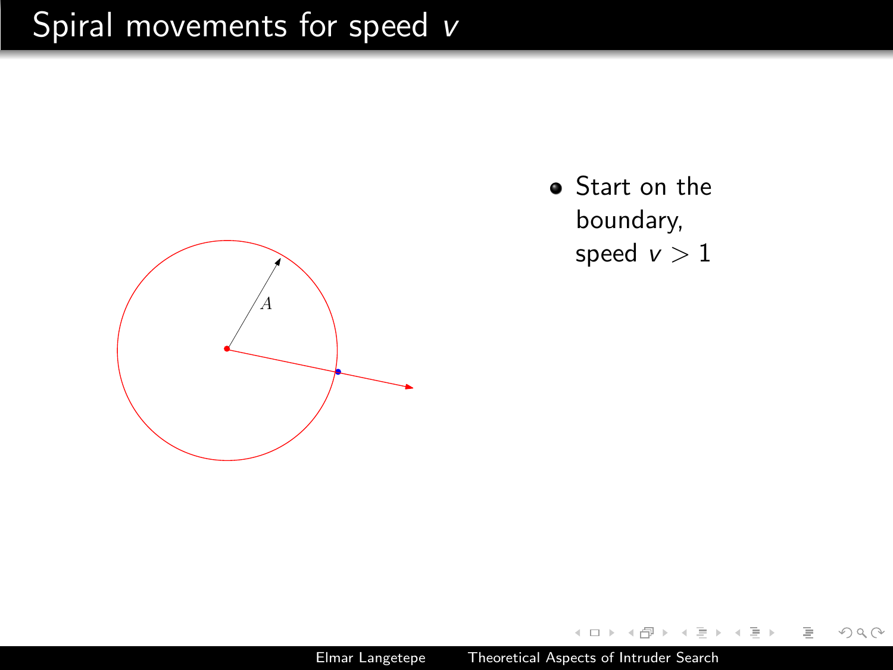# Spiral movements for speed $v$

- Start on the boundary, speed $v > 1$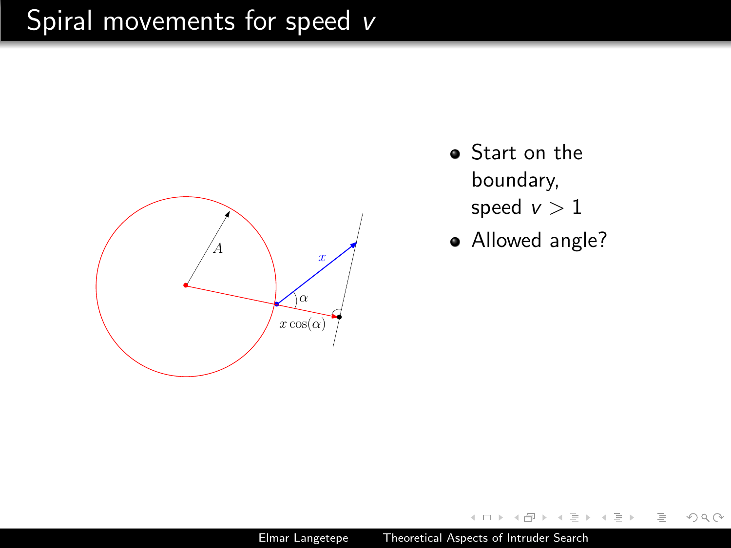# Spiral movements for speed $v$

- Start on the boundary, speed $v > 1$
- Allowed angle?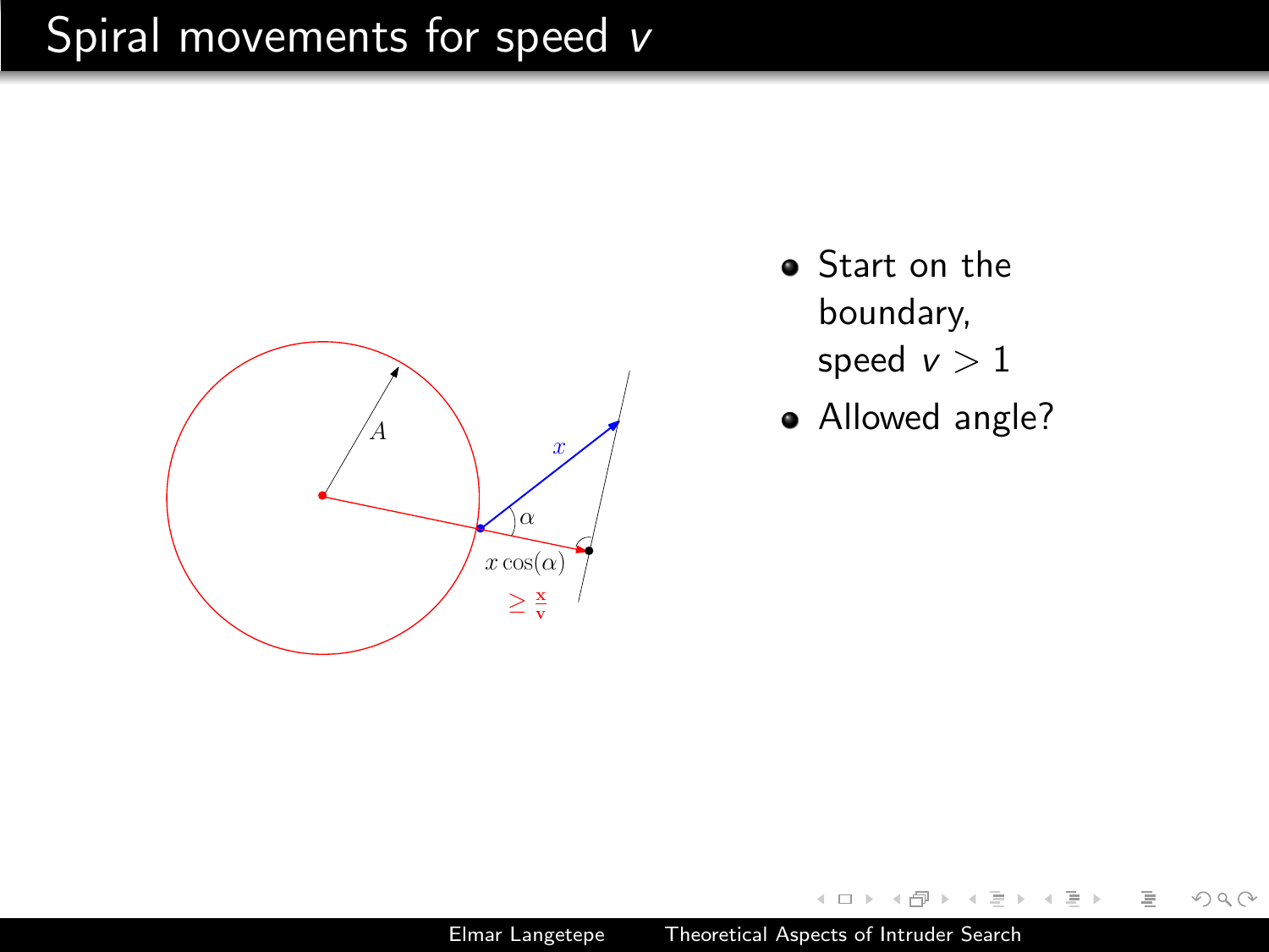# Spiral movements for speed $v$

- Start on the boundary, speed $v > 1$
- Allowed angle?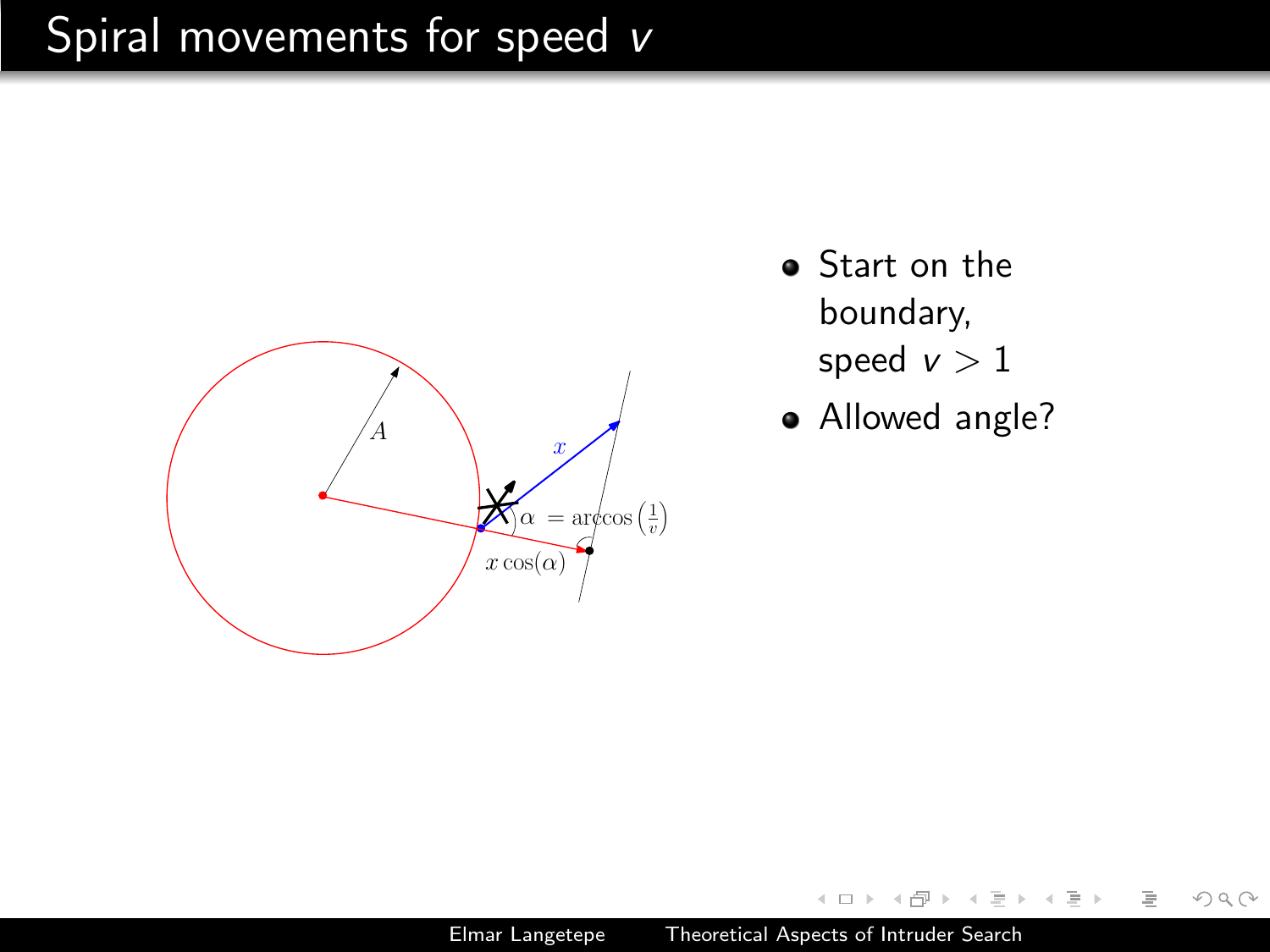# Spiral movements for speed $v$

- Start on the boundary, speed $v > 1$
- Allowed angle?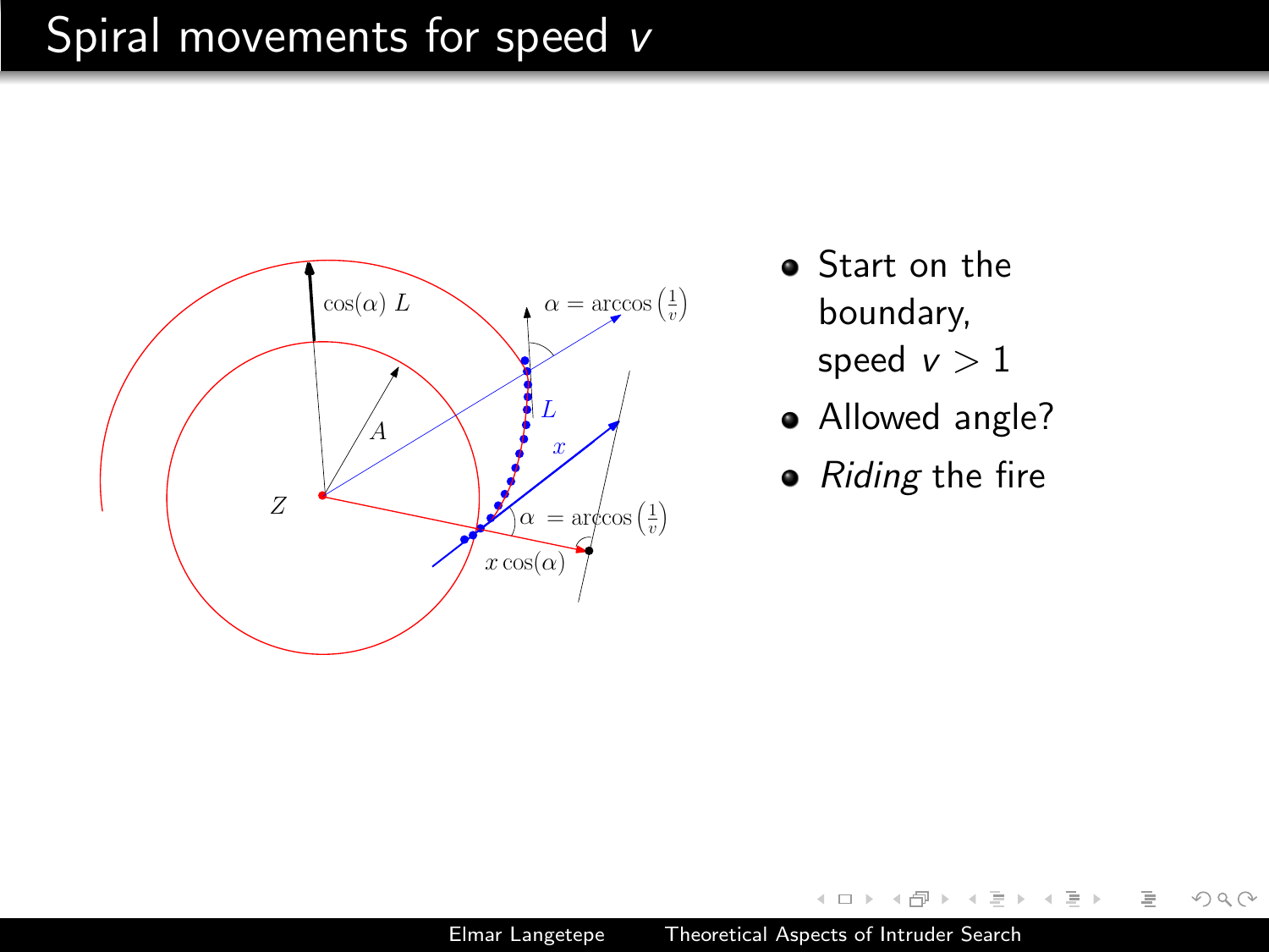# Spiral movements for speed $v$

- Start on the boundary, speed $v > 1$
- Allowed angle?
- *Riding* the fire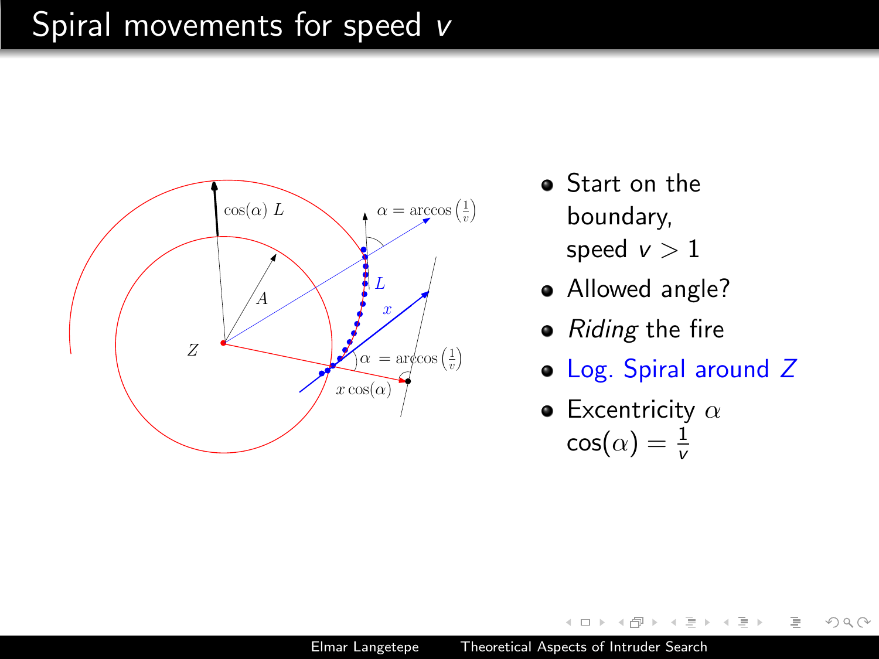# Spiral movements for speed $v$

- Start on the boundary, speed $v > 1$
- Allowed angle?
- *Riding* the fire
- Log. Spiral around $Z$
- Excentricity $\alpha$
  $\cos(\alpha) = \frac{1}{v}$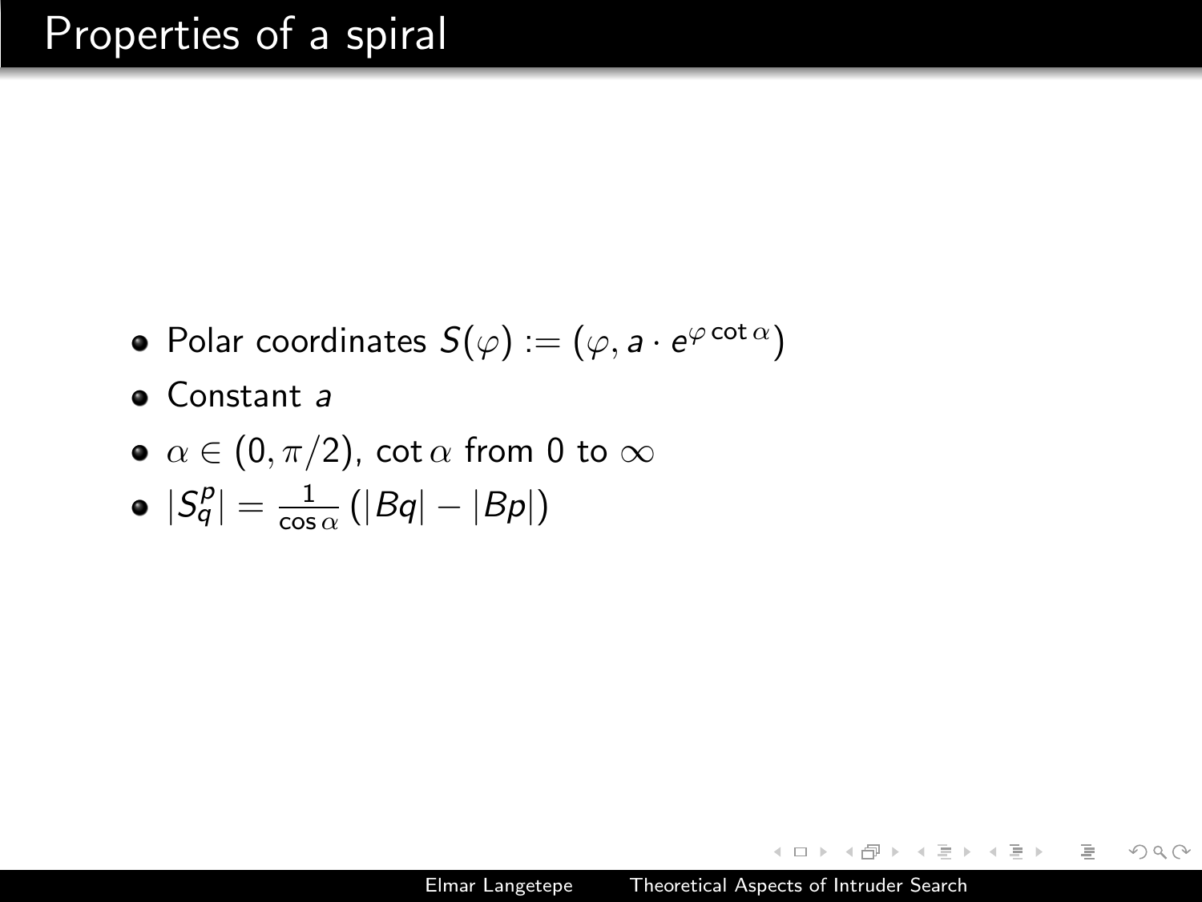# Properties of a spiral

- Polar coordinates $S(\varphi) := (\varphi, a \cdot e^{\varphi \cot \alpha})$
- Constant $a$
- $\alpha \in (0, \pi/2)$, $\cot \alpha$ from 0 to $\infty$
- $|S_q^p| = \frac{1}{\cos \alpha} \left(|Bq| - |Bp|\right)$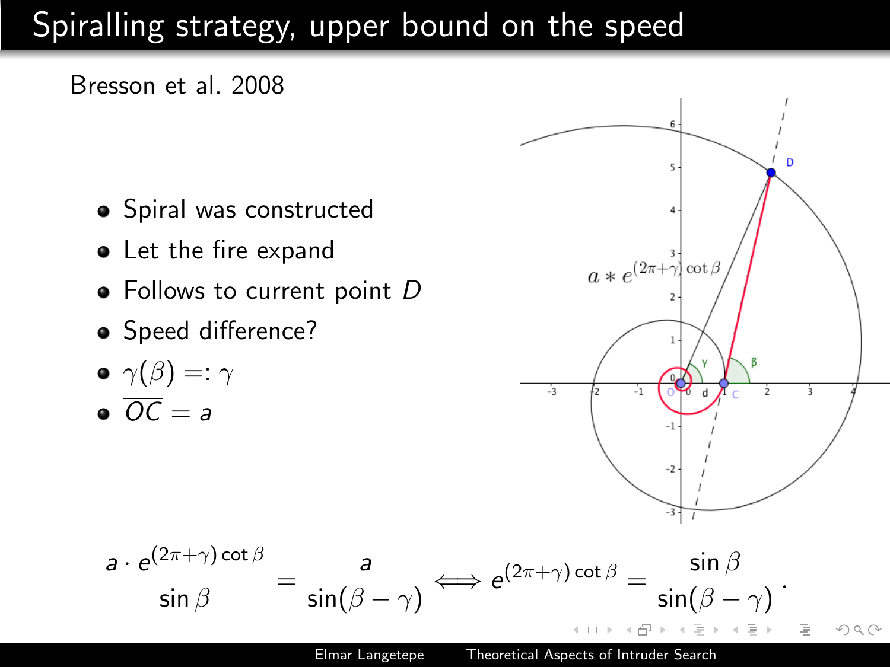# Spiralling strategy, upper bound on the speed

Bresson et al. 2008

- Spiral was constructed
- Let the fire expand
- Follows to current point $D$
- Speed difference?
- $\gamma(\beta) =: \gamma$
- $\overline{OC} = a$

$$\frac{a \cdot e^{(2\pi+\gamma)\cot\beta}}{\sin\beta} = \frac{a}{\sin(\beta-\gamma)} \iff e^{(2\pi+\gamma)\cot\beta} = \frac{\sin\beta}{\sin(\beta-\gamma)} .$$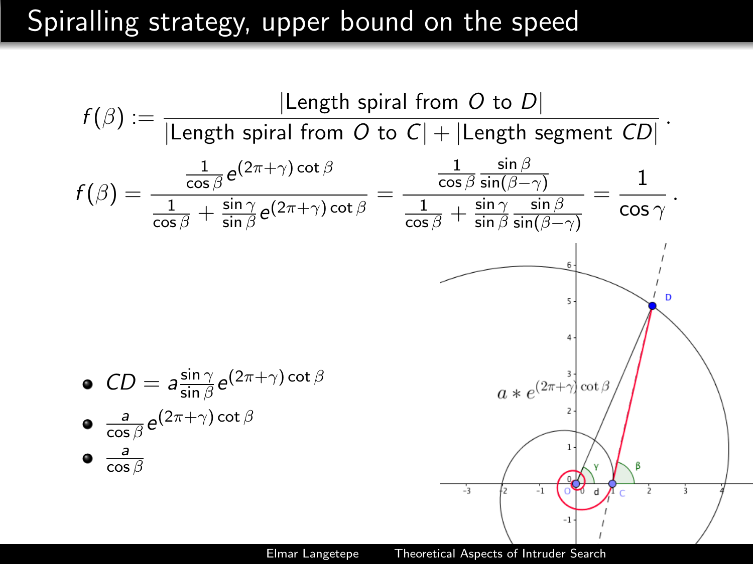# Spiralling strategy, upper bound on the speed

$$f(\beta) := \frac{|\text{Length spiral from } O \text{ to } D|}{|\text{Length spiral from } O \text{ to } C| + |\text{Length segment } CD|}.$$

$$f(\beta) = \frac{\frac{1}{\cos\beta} e^{(2\pi+\gamma)\cot\beta}}{\frac{1}{\cos\beta} + \frac{\sin\gamma}{\sin\beta} e^{(2\pi+\gamma)\cot\beta}} = \frac{\frac{1}{\cos\beta}\frac{\sin\beta}{\sin(\beta-\gamma)}}{\frac{1}{\cos\beta} + \frac{\sin\gamma}{\sin\beta}\frac{\sin\beta}{\sin(\beta-\gamma)}} = \frac{1}{\cos\gamma}.$$

- $CD = a\frac{\sin\gamma}{\sin\beta} e^{(2\pi+\gamma)\cot\beta}$
- $\frac{a}{\cos\beta} e^{(2\pi+\gamma)\cot\beta}$
- $\frac{a}{\cos\beta}$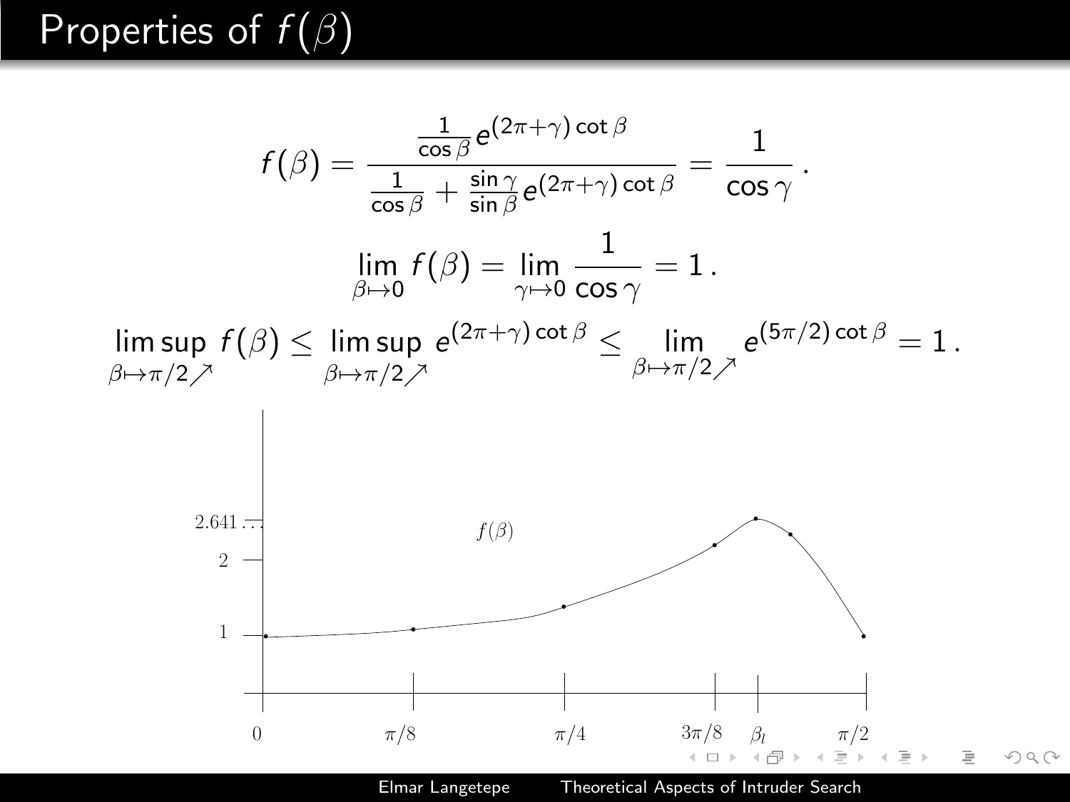# Properties of $f(\beta)$

$$f(\beta) = \frac{\frac{1}{\cos\beta} e^{(2\pi+\gamma)\cot\beta}}{\frac{1}{\cos\beta} + \frac{\sin\gamma}{\sin\beta} e^{(2\pi+\gamma)\cot\beta}} = \frac{1}{\cos\gamma}\,.$$

$$\lim_{\beta \mapsto 0} f(\beta) = \lim_{\gamma \mapsto 0} \frac{1}{\cos\gamma} = 1\,.$$

$$\limsup_{\beta \mapsto \pi/2 \nearrow} f(\beta) \leq \limsup_{\beta \mapsto \pi/2 \nearrow} e^{(2\pi+\gamma)\cot\beta} \leq \lim_{\beta \mapsto \pi/2 \nearrow} e^{(5\pi/2)\cot\beta} = 1\,.$$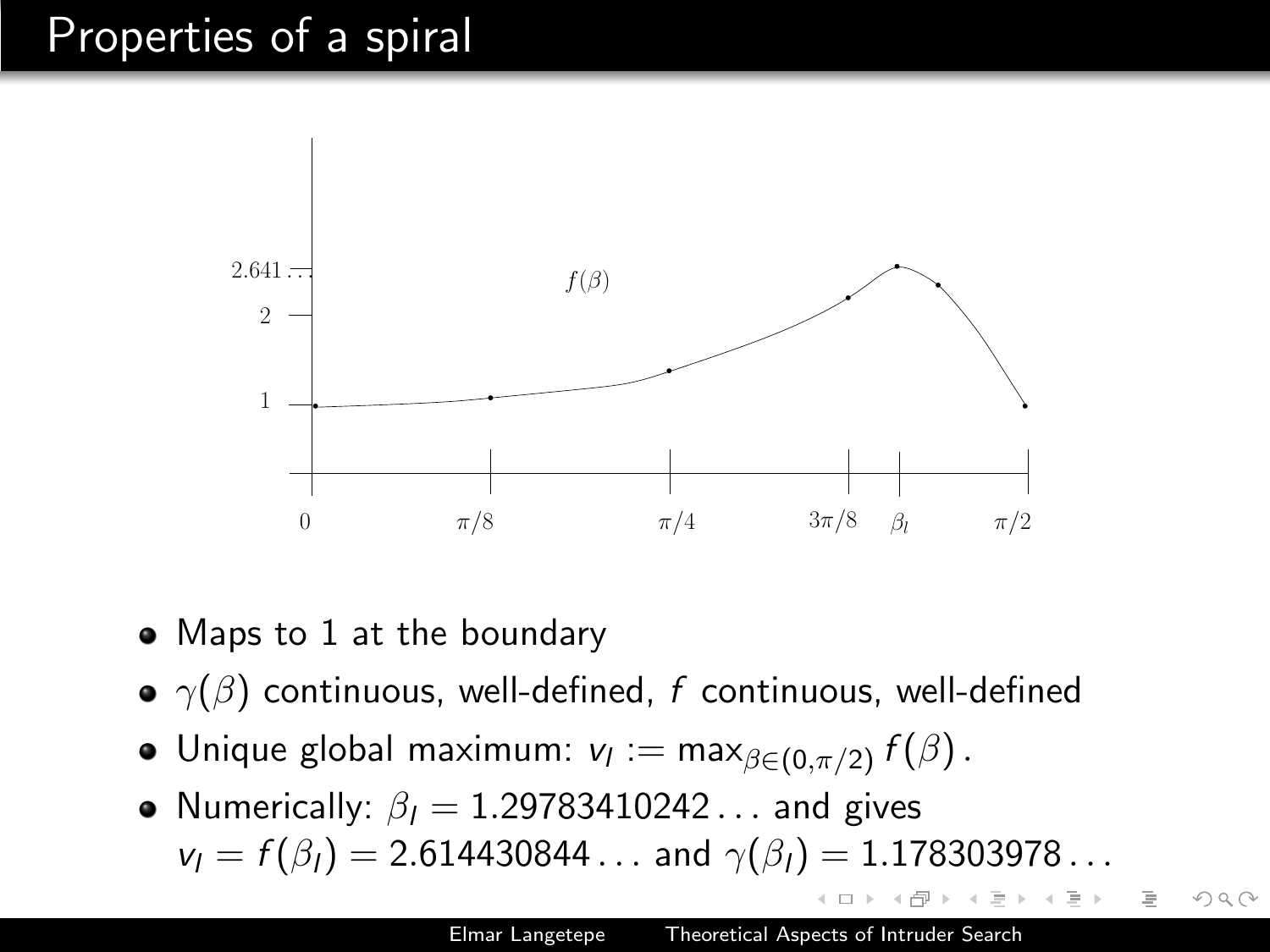# Properties of a spiral

- Maps to 1 at the boundary
- $\gamma(\beta)$ continuous, well-defined, $f$ continuous, well-defined
- Unique global maximum: $v_l := \max_{\beta \in (0,\pi/2)} f(\beta)$.
- Numerically: $\beta_l = 1.29783410242\ldots$ and gives $v_l = f(\beta_l) = 2.614430844\ldots$ and $\gamma(\beta_l) = 1.178303978\ldots$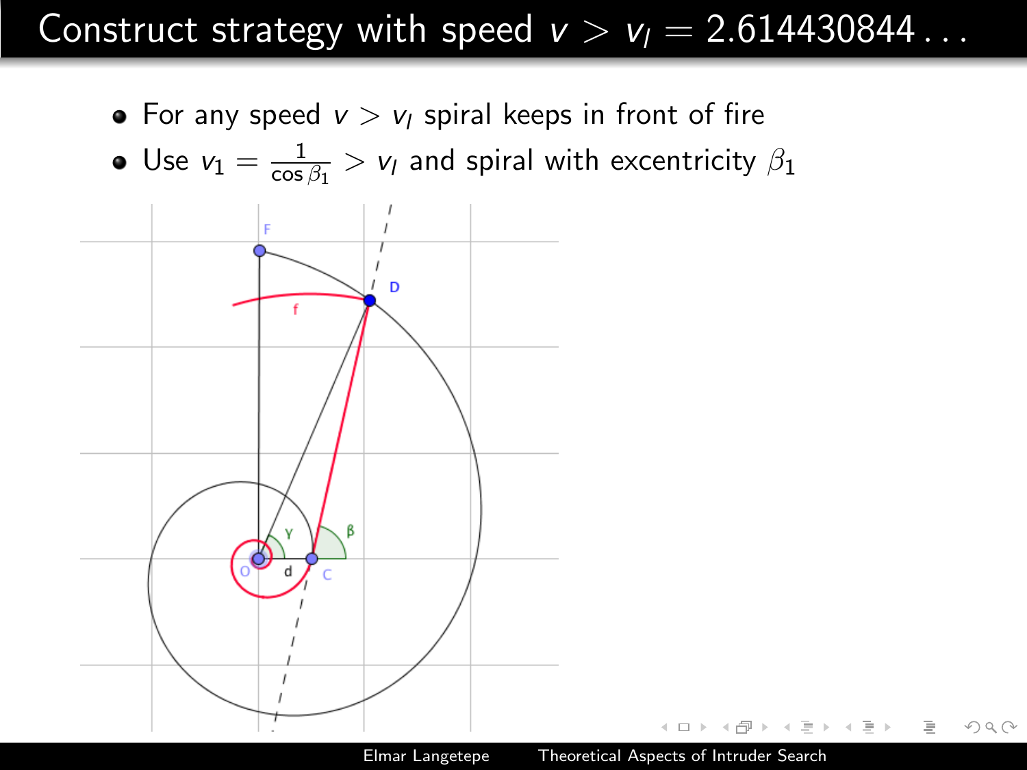# Construct strategy with speed $v > v_l = 2.614430844\ldots$

- For any speed $v > v_l$ spiral keeps in front of fire
- Use $v_1 = \frac{1}{\cos \beta_1} > v_l$ and spiral with excentricity $\beta_1$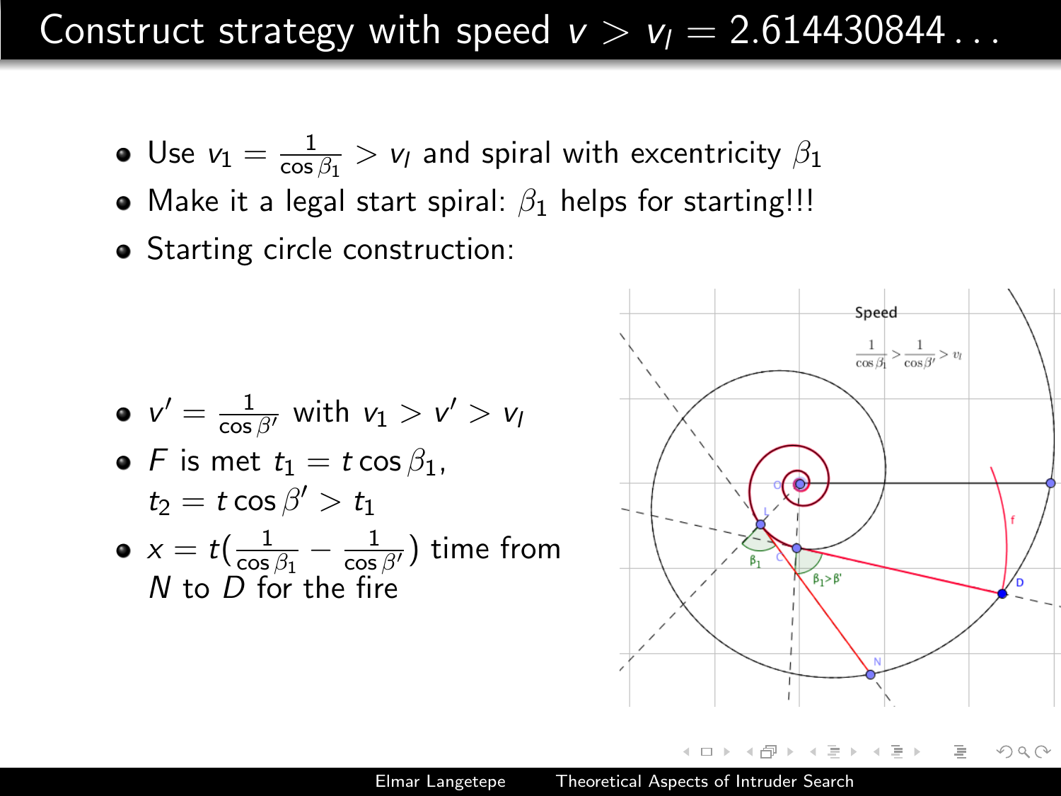# Construct strategy with speed $v > v_l = 2.614430844\ldots$

- Use $v_1 = \frac{1}{\cos\beta_1} > v_l$ and spiral with excentricity $\beta_1$
- Make it a legal start spiral: $\beta_1$ helps for starting!!!
- Starting circle construction:

- $v' = \frac{1}{\cos\beta'}$ with $v_1 > v' > v_l$
- $F$ is met $t_1 = t\cos\beta_1$, $t_2 = t\cos\beta' > t_1$
- $x = t(\frac{1}{\cos\beta_1} - \frac{1}{\cos\beta'})$ time from $N$ to $D$ for the fire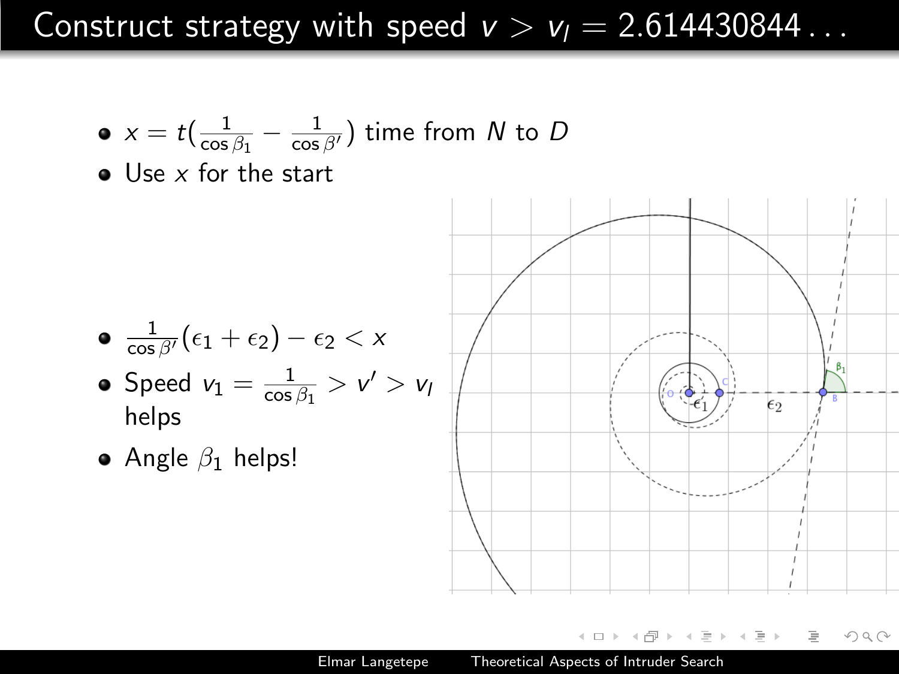# Construct strategy with speed $v > v_l = 2.614430844\ldots$

- $x = t(\frac{1}{\cos \beta_1} - \frac{1}{\cos \beta'})$ time from $N$ to $D$
- Use $x$ for the start

- $\frac{1}{\cos \beta'}(\epsilon_1 + \epsilon_2) - \epsilon_2 < x$
- Speed $v_1 = \frac{1}{\cos \beta_1} > v' > v_l$ helps
- Angle $\beta_1$ helps!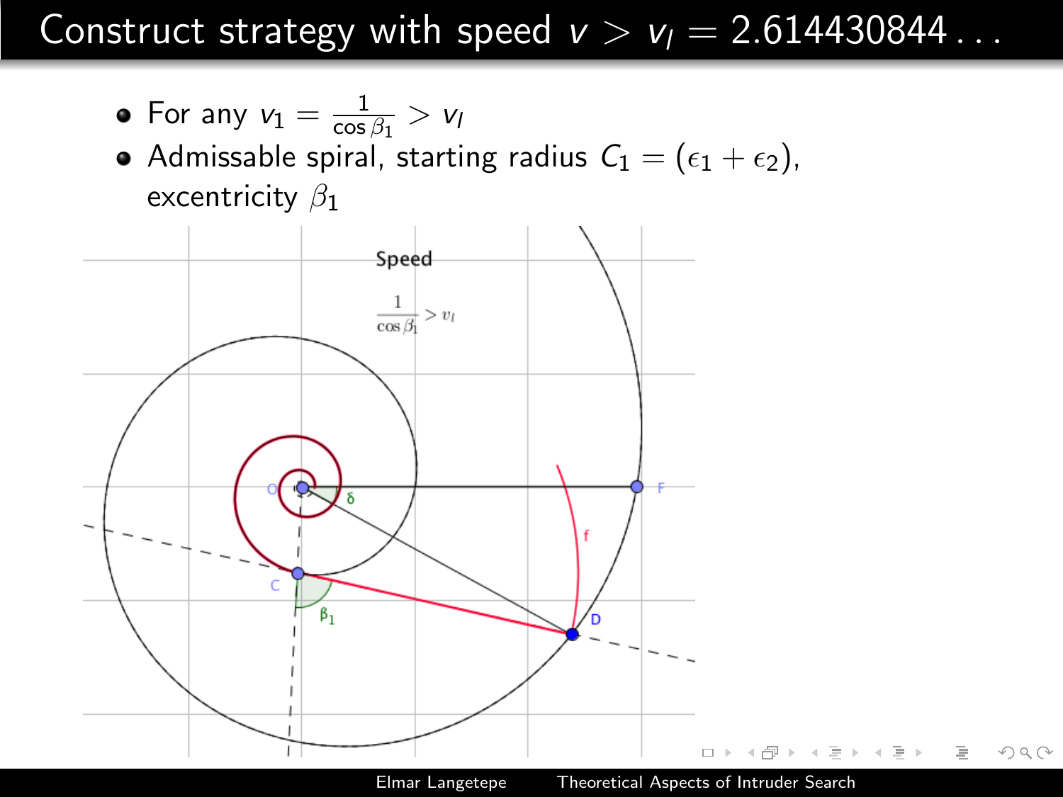# Construct strategy with speed $v > v_l = 2.614430844\ldots$

- For any $v_1 = \frac{1}{\cos \beta_1} > v_l$
- Admissable spiral, starting radius $C_1 = (\epsilon_1 + \epsilon_2)$, excentricity $\beta_1$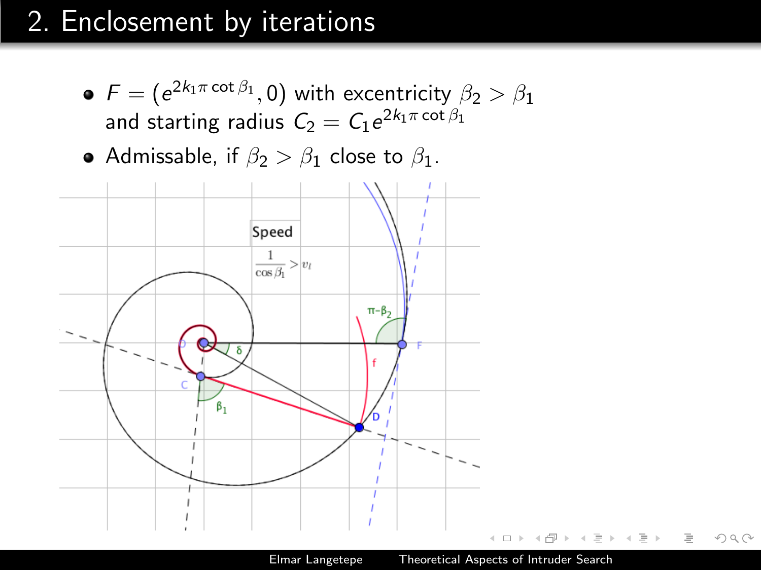# 2. Enclosement by iterations

- $F = (e^{2k_1\pi \cot \beta_1}, 0)$ with excentricity $\beta_2 > \beta_1$ and starting radius $C_2 = C_1 e^{2k_1\pi \cot \beta_1}$
- Admissable, if $\beta_2 > \beta_1$ close to $\beta_1$.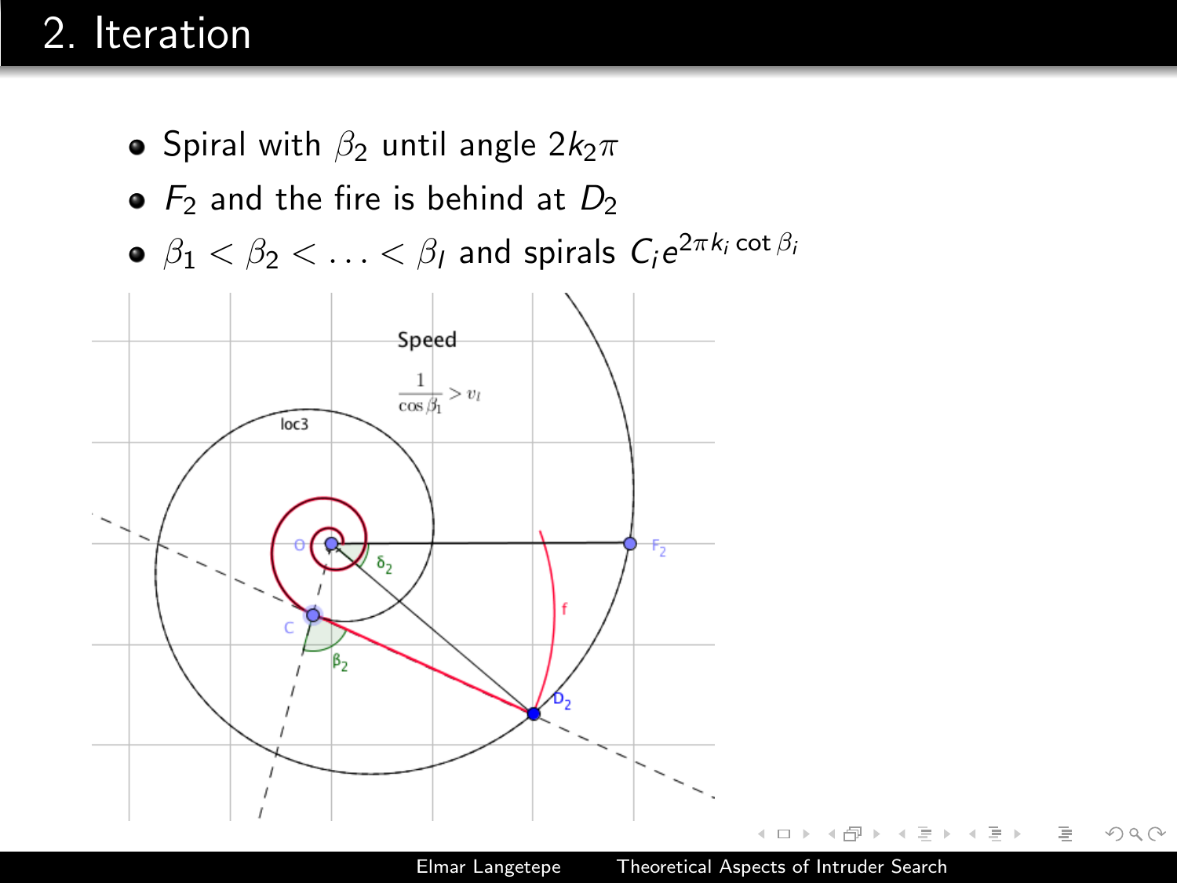## 2. Iteration

- Spiral with $\beta_2$ until angle $2k_2\pi$
- $F_2$ and the fire is behind at $D_2$
- $\beta_1 < \beta_2 < \ldots < \beta_l$ and spirals $C_i e^{2\pi k_i \cot \beta_i}$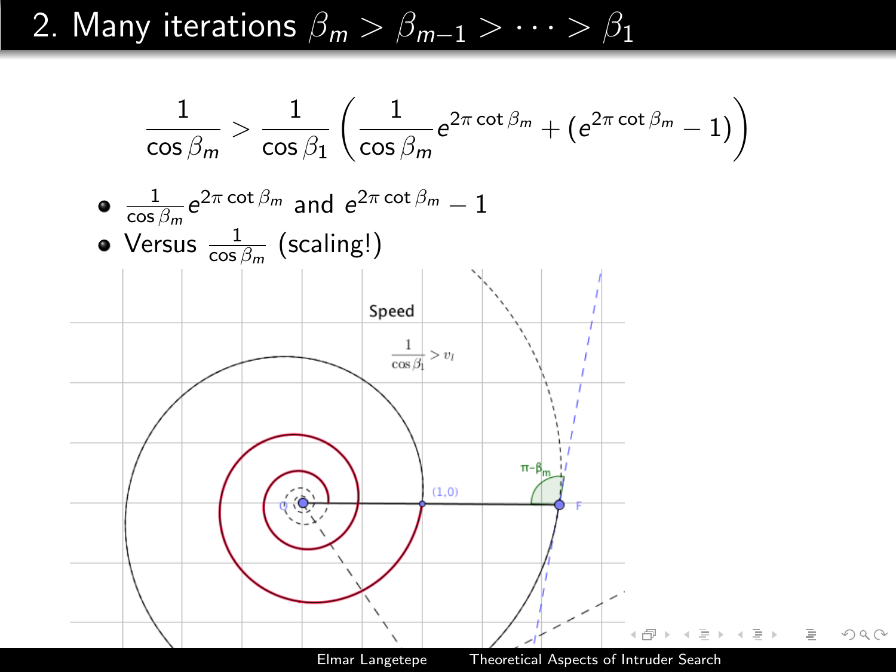## 2. Many iterations $\beta_m > \beta_{m-1} > \cdots > \beta_1$

$$\frac{1}{\cos \beta_m} > \frac{1}{\cos \beta_1} \left( \frac{1}{\cos \beta_m} e^{2\pi \cot \beta_m} + (e^{2\pi \cot \beta_m} - 1) \right)$$

- $\frac{1}{\cos \beta_m} e^{2\pi \cot \beta_m}$ and $e^{2\pi \cot \beta_m} - 1$
- Versus $\frac{1}{\cos \beta_m}$ (scaling!)

Speed

$\frac{1}{\cos \beta_1} > v_I$

$\pi - \beta_m$

(1,0)

O

F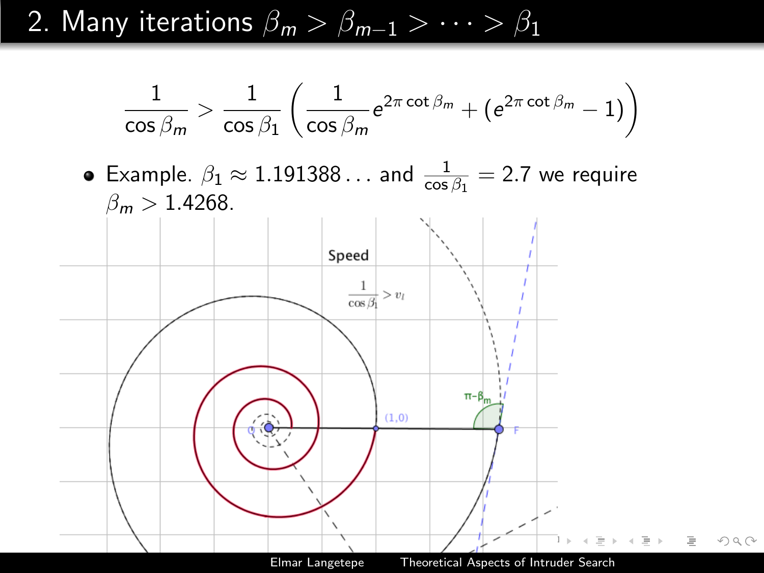# 2. Many iterations $\beta_m > \beta_{m-1} > \cdots > \beta_1$

$$\frac{1}{\cos \beta_m} > \frac{1}{\cos \beta_1} \left( \frac{1}{\cos \beta_m} e^{2\pi \cot \beta_m} + (e^{2\pi \cot \beta_m} - 1) \right)$$

- Example. $\beta_1 \approx 1.191388\ldots$ and $\frac{1}{\cos \beta_1} = 2.7$ we require $\beta_m > 1.4268$.

Speed

$\frac{1}{\cos \beta_1} > v_I$

$\pi - \beta_m$

(1,0)

O

F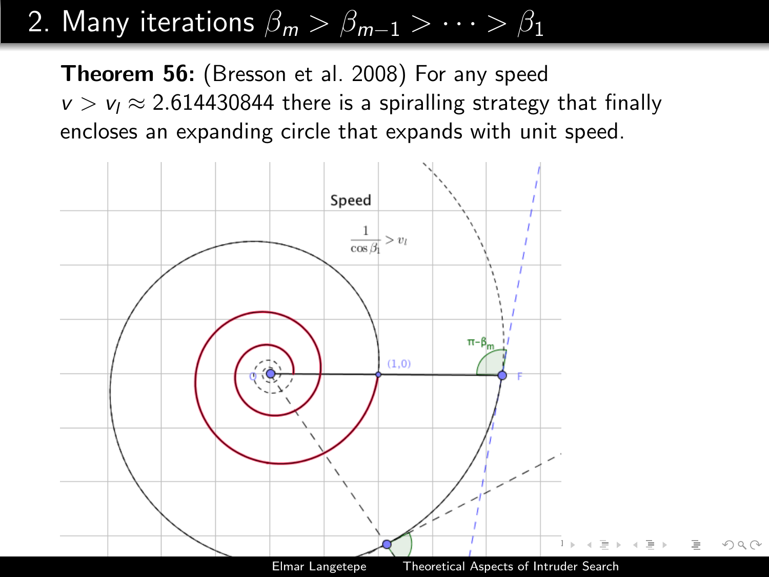## 2. Many iterations $\beta_m > \beta_{m-1} > \cdots > \beta_1$

**Theorem 56:** (Bresson et al. 2008) For any speed $v > v_l \approx 2.614430844$ there is a spiralling strategy that finally encloses an expanding circle that expands with unit speed.

Speed

$\frac{1}{\cos \beta_1} > v_l$

$\pi - \beta_m$

(1,0)

O

F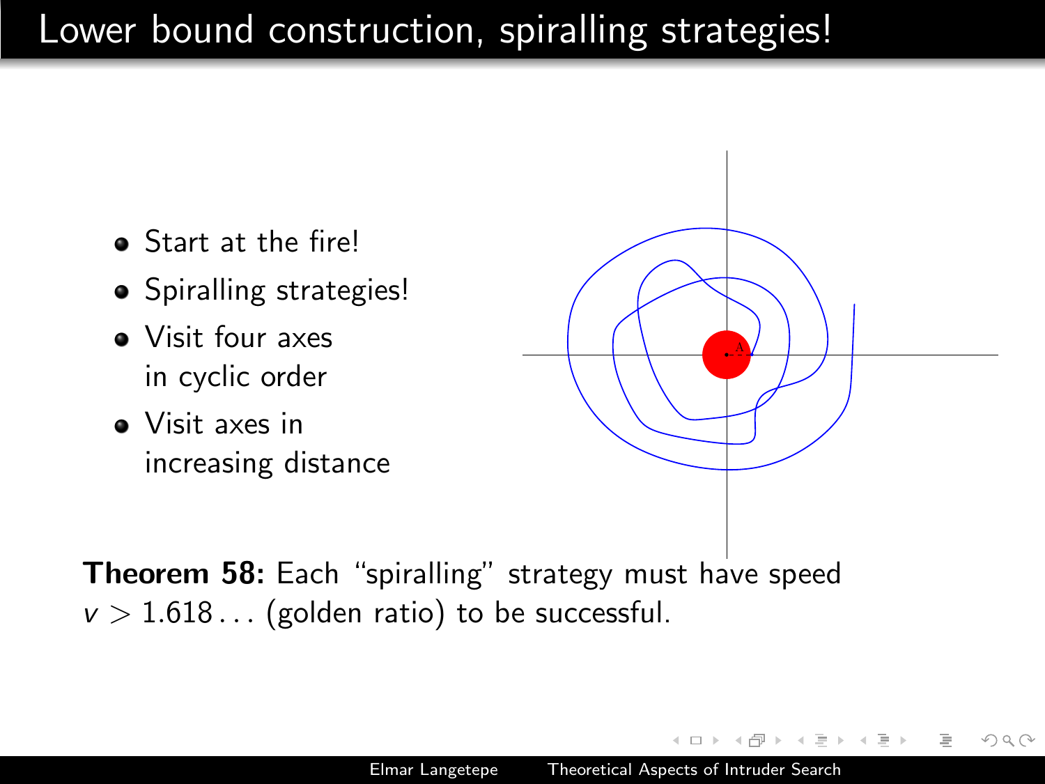# Lower bound construction, spiralling strategies!

- Start at the fire!
- Spiralling strategies!
- Visit four axes in cyclic order
- Visit axes in increasing distance

**Theorem 58:** Each "spiralling" strategy must have speed $v > 1.618\ldots$ (golden ratio) to be successful.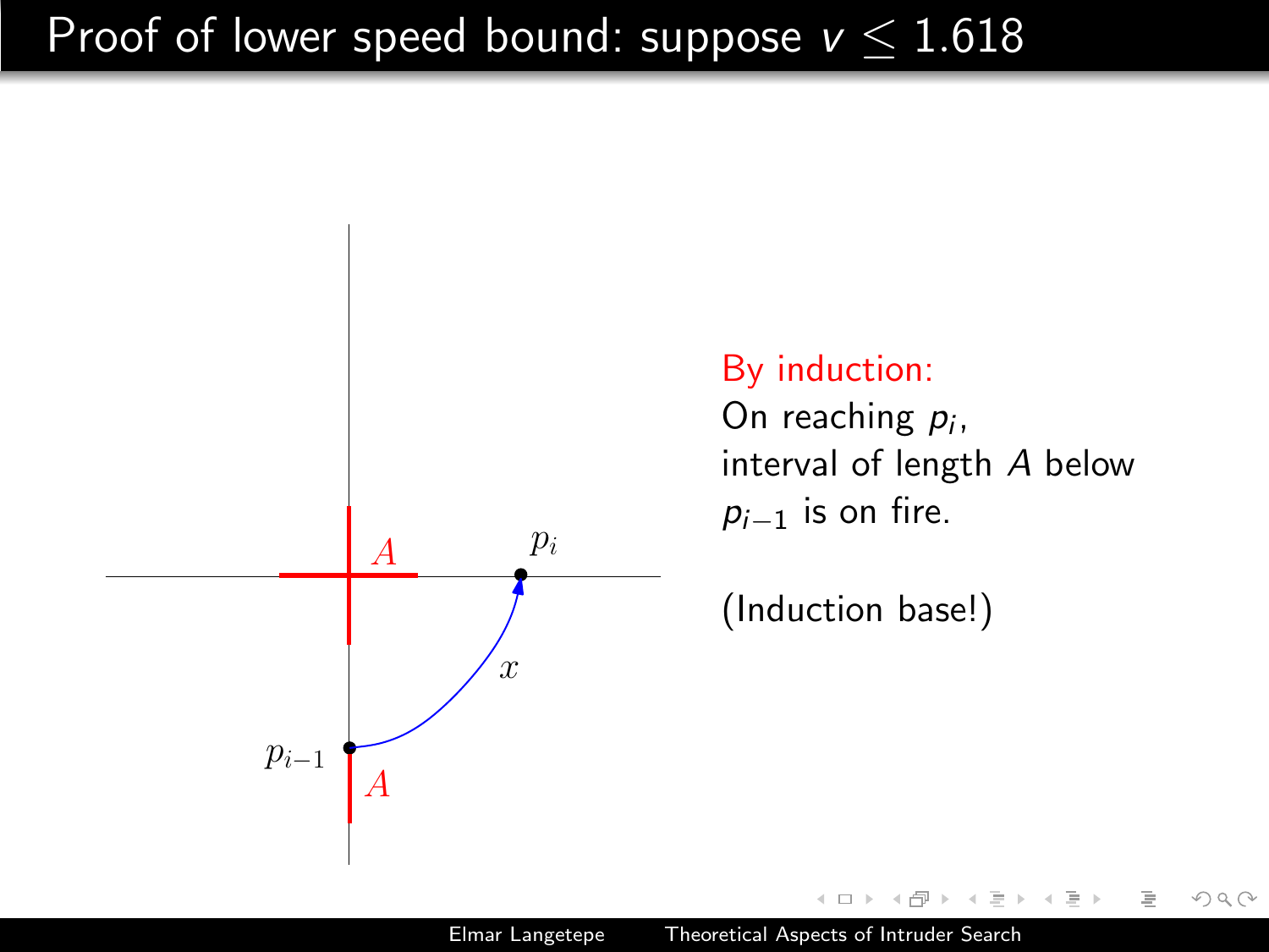# Proof of lower speed bound: suppose $v \leq 1.618$

By induction:
On reaching $p_i$,
interval of length $A$ below
$p_{i-1}$ is on fire.

(Induction base!)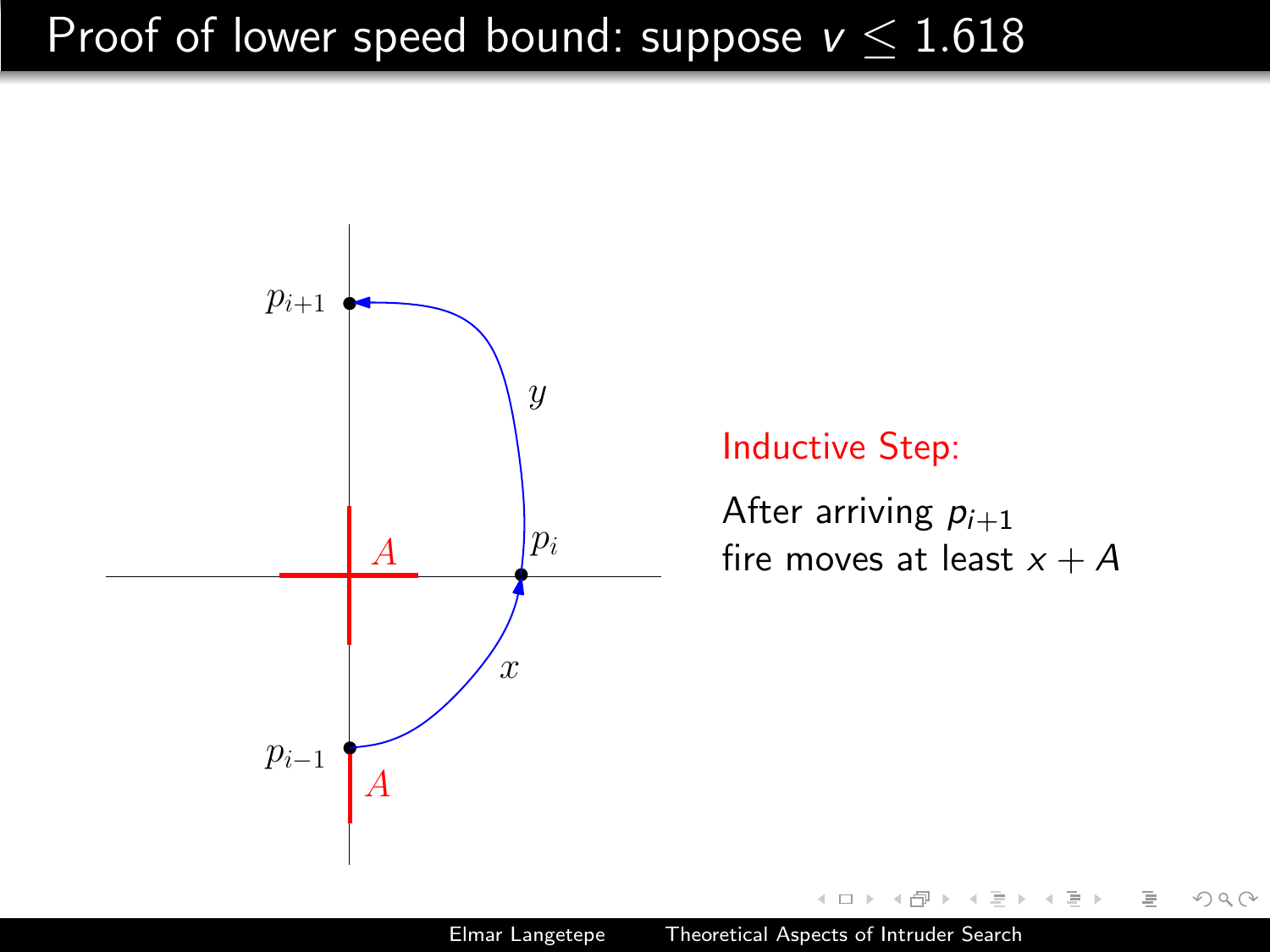# Proof of lower speed bound: suppose $v \leq 1.618$

**Inductive Step:**

After arriving $p_{i+1}$
fire moves at least $x + A$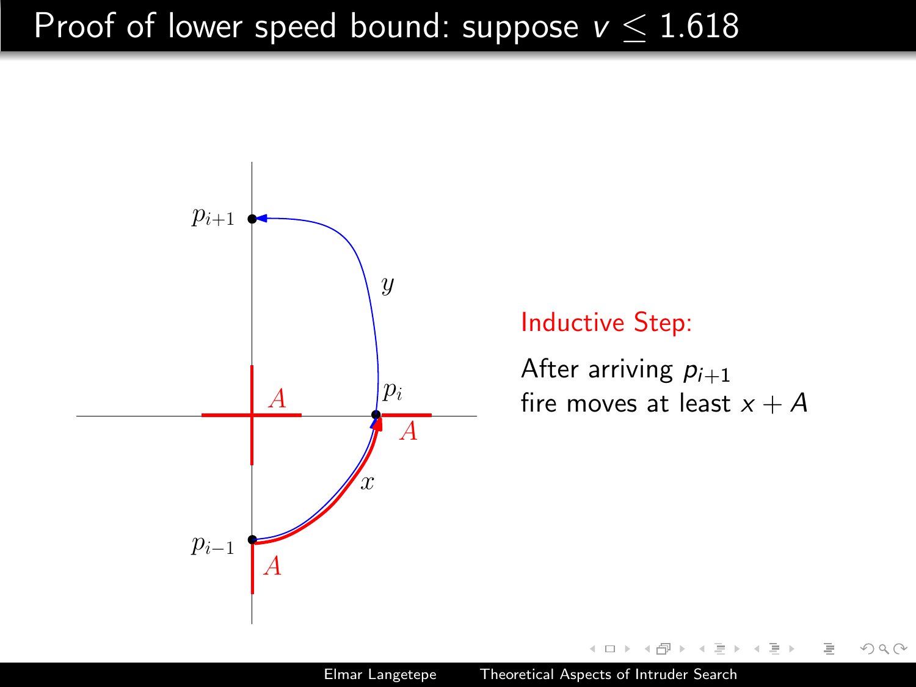# Proof of lower speed bound: suppose $v \leq 1.618$

**Inductive Step:**

After arriving $p_{i+1}$
fire moves at least $x + A$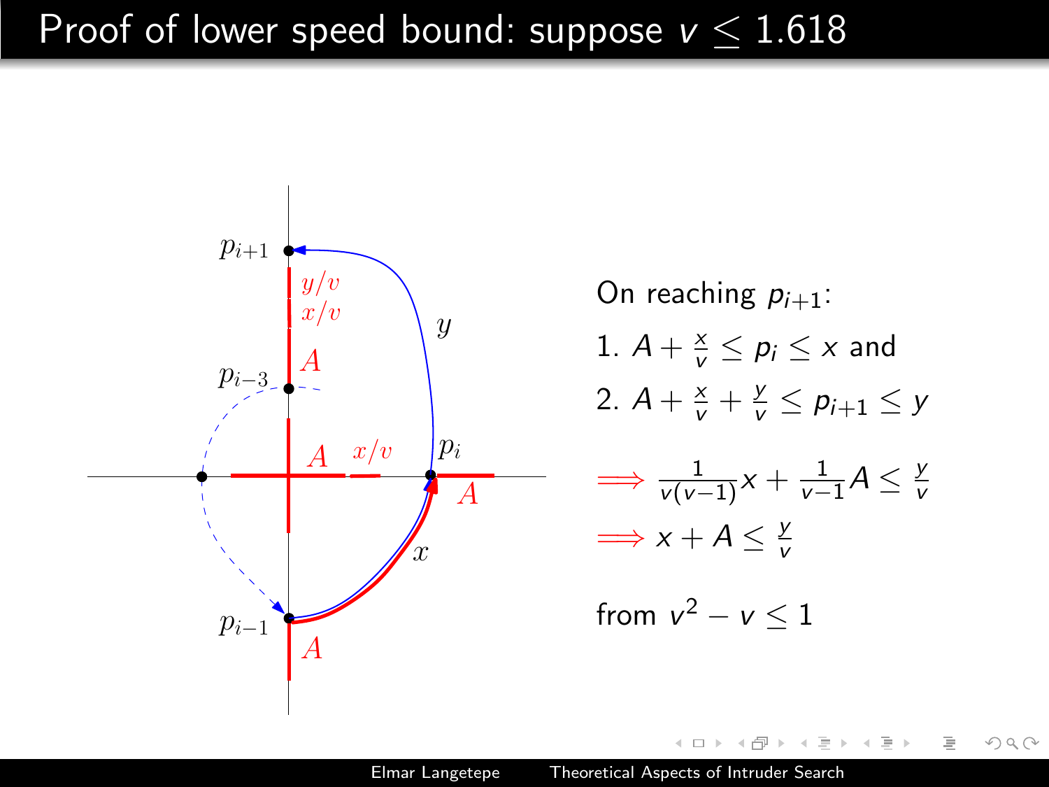# Proof of lower speed bound: suppose $v \leq 1.618$

$p_{i+1}$

$y/v$

$x/v$

$A$

$p_{i-3}$

$y$

$A$

$x/v$

$p_i$

$A$

$x$

$p_{i-1}$

$A$

On reaching $p_{i+1}$:

1. $A + \frac{x}{v} \leq p_i \leq x$ and
2. $A + \frac{x}{v} + \frac{y}{v} \leq p_{i+1} \leq y$

$\Longrightarrow \frac{1}{v(v-1)}x + \frac{1}{v-1}A \leq \frac{y}{v}$

$\Longrightarrow x + A \leq \frac{y}{v}$

from $v^2 - v \leq 1$